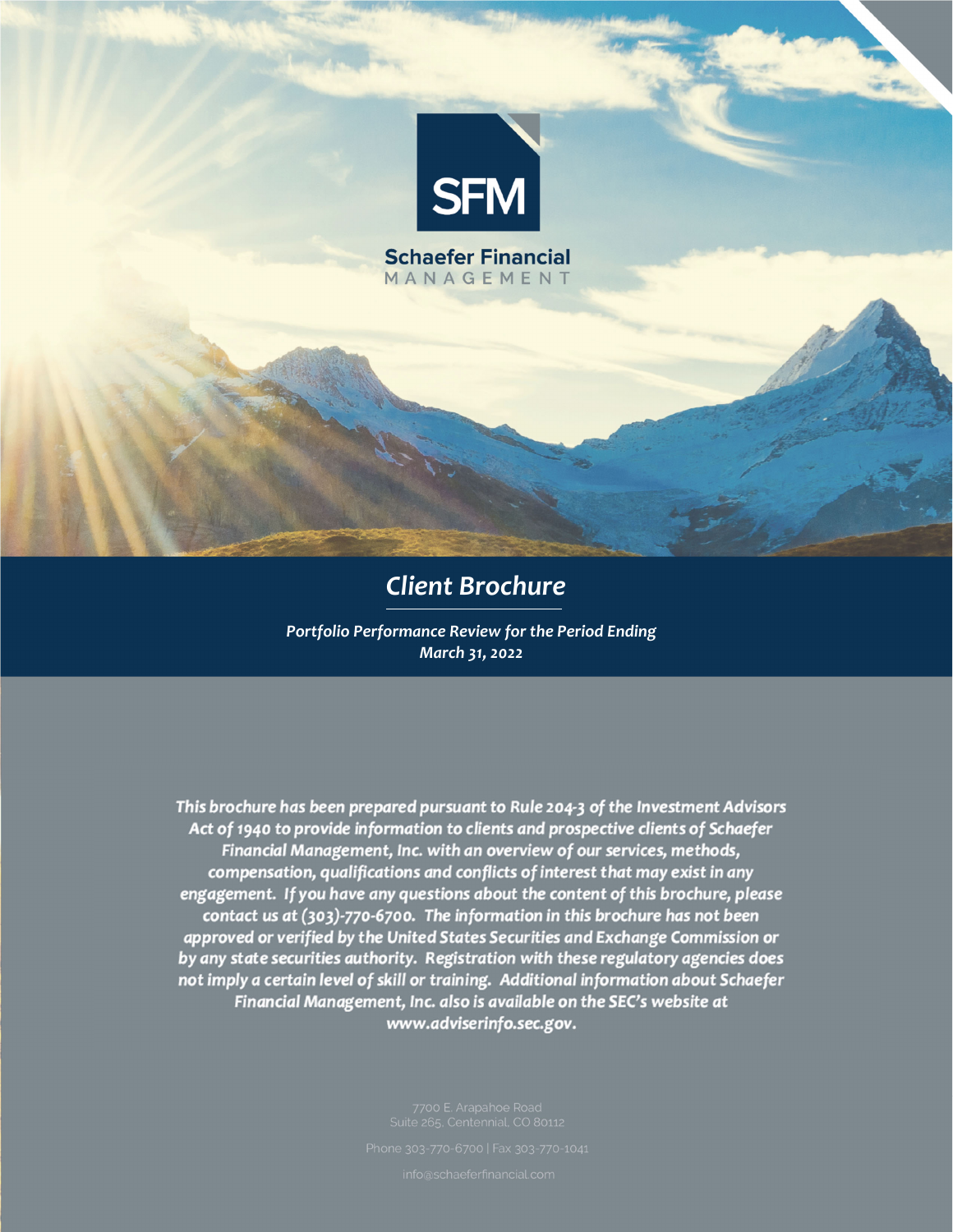SFM

**Schaefer Financial**
MANAGEMENT

# *Client Brochure*

***Portfolio Performance Review for the Period Ending***
***March 31, 2022***

***This brochure has been prepared pursuant to Rule 204-3 of the Investment Advisors Act of 1940 to provide information to clients and prospective clients of Schaefer Financial Management, Inc. with an overview of our services, methods, compensation, qualifications and conflicts of interest that may exist in any engagement. If you have any questions about the content of this brochure, please contact us at (303)-770-6700. The information in this brochure has not been approved or verified by the United States Securities and Exchange Commission or by any state securities authority. Registration with these regulatory agencies does not imply a certain level of skill or training. Additional information about Schaefer Financial Management, Inc. also is available on the SEC's website at www.adviserinfo.sec.gov.***

7700 E. Arapahoe Road
Suite 265, Centennial, CO 80112

Phone 303-770-6700 | Fax 303-770-1041

info@schaeferfinancial.com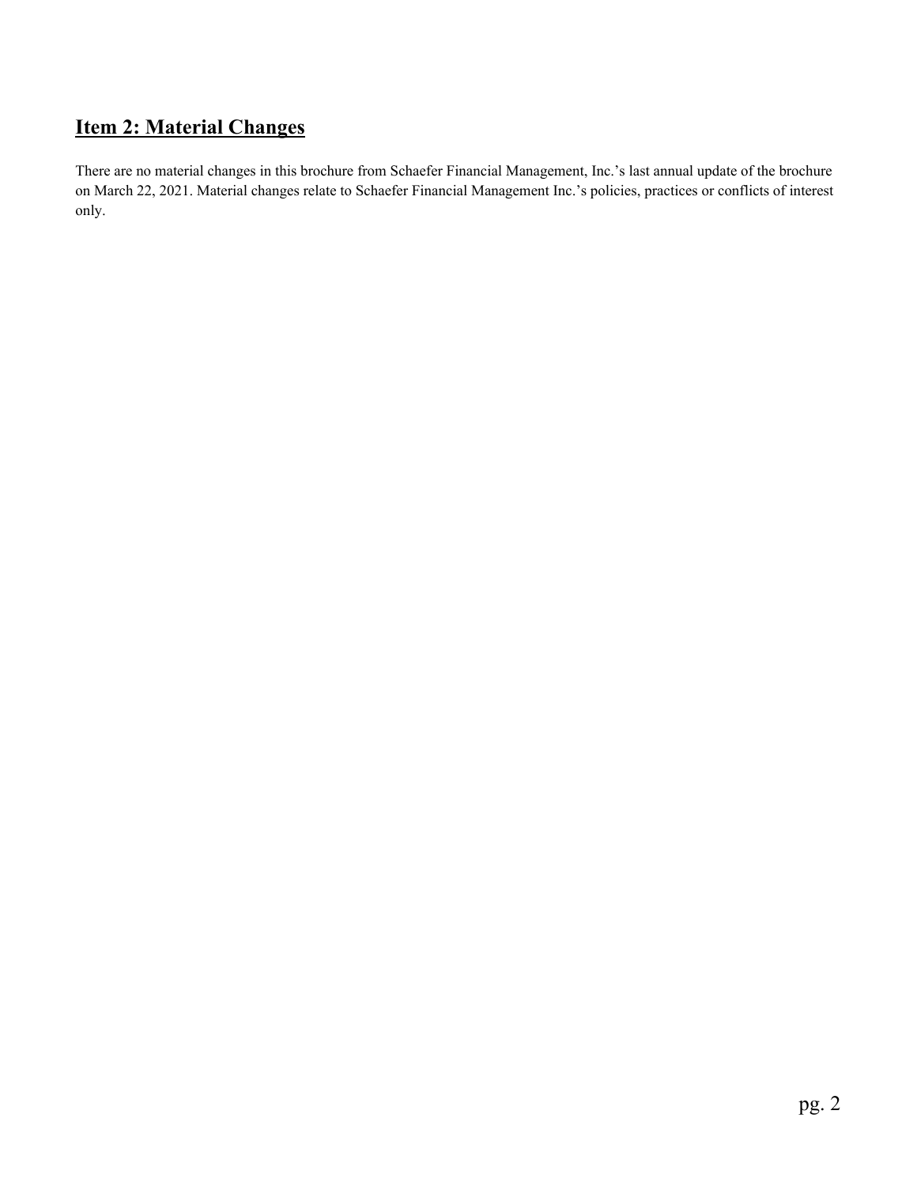## Item 2: Material Changes

There are no material changes in this brochure from Schaefer Financial Management, Inc.'s last annual update of the brochure on March 22, 2021. Material changes relate to Schaefer Financial Management Inc.'s policies, practices or conflicts of interest only.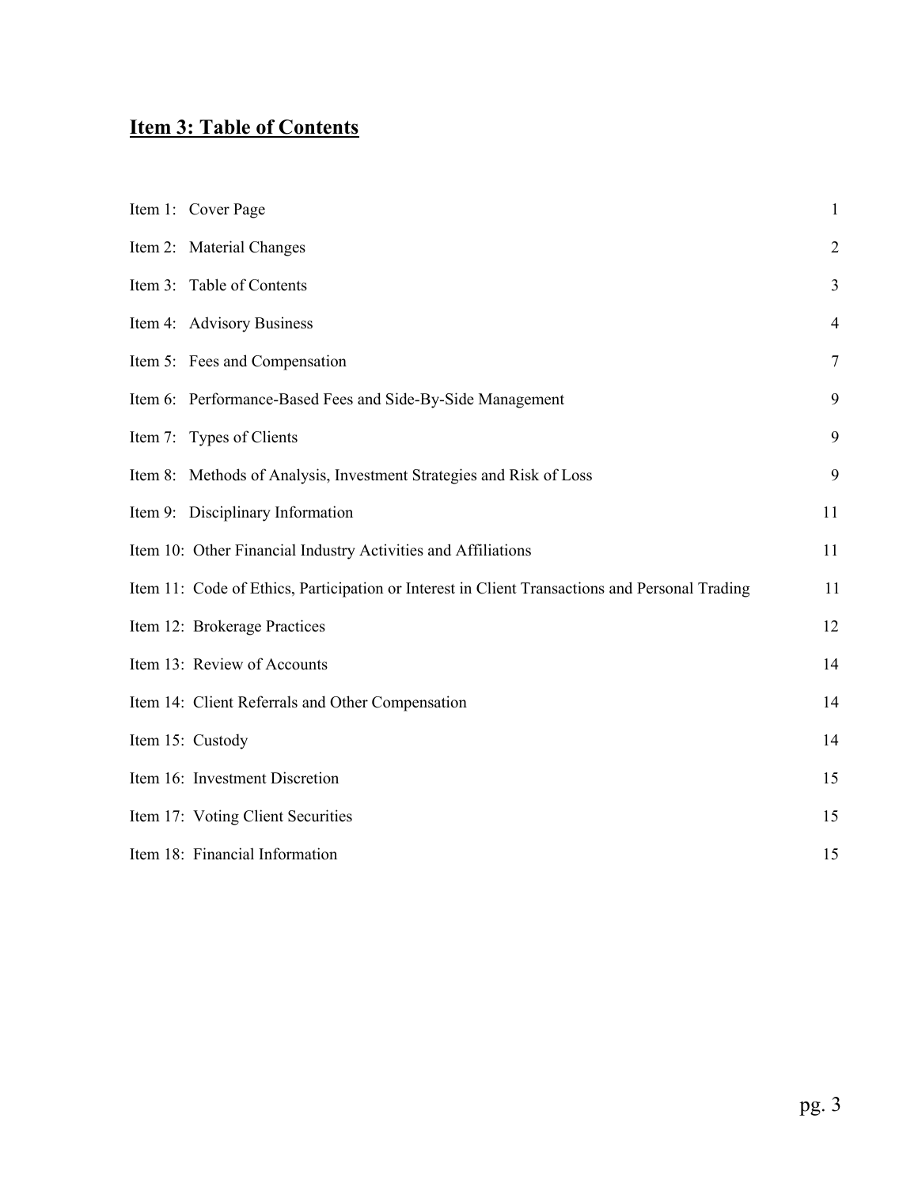## Item 3: Table of Contents

| | |
|---|---|
| Item 1: Cover Page | 1 |
| Item 2: Material Changes | 2 |
| Item 3: Table of Contents | 3 |
| Item 4: Advisory Business | 4 |
| Item 5: Fees and Compensation | 7 |
| Item 6: Performance-Based Fees and Side-By-Side Management | 9 |
| Item 7: Types of Clients | 9 |
| Item 8: Methods of Analysis, Investment Strategies and Risk of Loss | 9 |
| Item 9: Disciplinary Information | 11 |
| Item 10: Other Financial Industry Activities and Affiliations | 11 |
| Item 11: Code of Ethics, Participation or Interest in Client Transactions and Personal Trading | 11 |
| Item 12: Brokerage Practices | 12 |
| Item 13: Review of Accounts | 14 |
| Item 14: Client Referrals and Other Compensation | 14 |
| Item 15: Custody | 14 |
| Item 16: Investment Discretion | 15 |
| Item 17: Voting Client Securities | 15 |
| Item 18: Financial Information | 15 |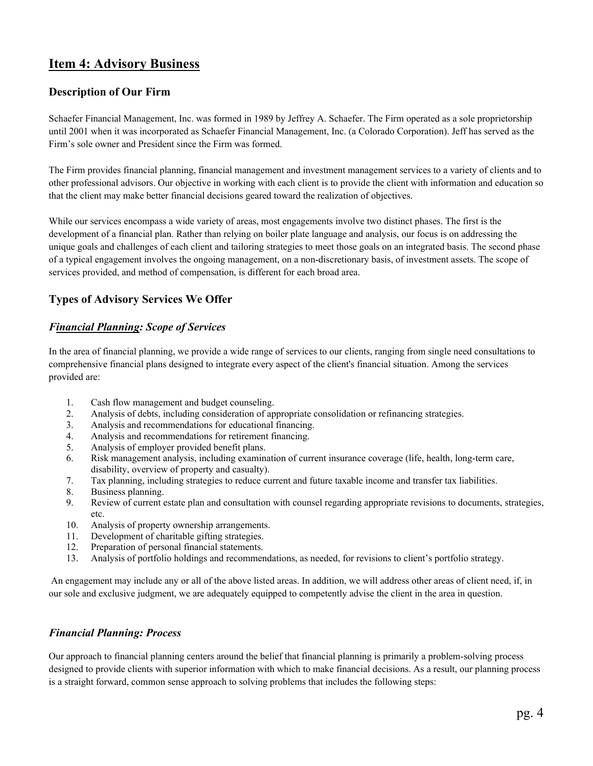## Item 4: Advisory Business

### Description of Our Firm

Schaefer Financial Management, Inc. was formed in 1989 by Jeffrey A. Schaefer. The Firm operated as a sole proprietorship until 2001 when it was incorporated as Schaefer Financial Management, Inc. (a Colorado Corporation). Jeff has served as the Firm's sole owner and President since the Firm was formed.

The Firm provides financial planning, financial management and investment management services to a variety of clients and to other professional advisors. Our objective in working with each client is to provide the client with information and education so that the client may make better financial decisions geared toward the realization of objectives.

While our services encompass a wide variety of areas, most engagements involve two distinct phases. The first is the development of a financial plan. Rather than relying on boiler plate language and analysis, our focus is on addressing the unique goals and challenges of each client and tailoring strategies to meet those goals on an integrated basis. The second phase of a typical engagement involves the ongoing management, on a non-discretionary basis, of investment assets. The scope of services provided, and method of compensation, is different for each broad area.

### Types of Advisory Services We Offer

#### *Financial Planning: Scope of Services*

In the area of financial planning, we provide a wide range of services to our clients, ranging from single need consultations to comprehensive financial plans designed to integrate every aspect of the client's financial situation. Among the services provided are:

1. Cash flow management and budget counseling.
2. Analysis of debts, including consideration of appropriate consolidation or refinancing strategies.
3. Analysis and recommendations for educational financing.
4. Analysis and recommendations for retirement financing.
5. Analysis of employer provided benefit plans.
6. Risk management analysis, including examination of current insurance coverage (life, health, long-term care, disability, overview of property and casualty).
7. Tax planning, including strategies to reduce current and future taxable income and transfer tax liabilities.
8. Business planning.
9. Review of current estate plan and consultation with counsel regarding appropriate revisions to documents, strategies, etc.
10. Analysis of property ownership arrangements.
11. Development of charitable gifting strategies.
12. Preparation of personal financial statements.
13. Analysis of portfolio holdings and recommendations, as needed, for revisions to client's portfolio strategy.

An engagement may include any or all of the above listed areas. In addition, we will address other areas of client need, if, in our sole and exclusive judgment, we are adequately equipped to competently advise the client in the area in question.

#### *Financial Planning: Process*

Our approach to financial planning centers around the belief that financial planning is primarily a problem-solving process designed to provide clients with superior information with which to make financial decisions. As a result, our planning process is a straight forward, common sense approach to solving problems that includes the following steps: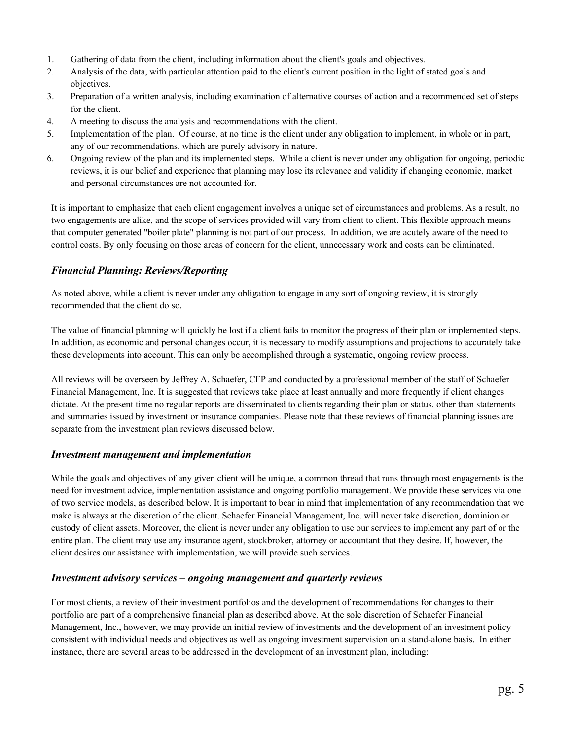1. Gathering of data from the client, including information about the client's goals and objectives.
2. Analysis of the data, with particular attention paid to the client's current position in the light of stated goals and objectives.
3. Preparation of a written analysis, including examination of alternative courses of action and a recommended set of steps for the client.
4. A meeting to discuss the analysis and recommendations with the client.
5. Implementation of the plan. Of course, at no time is the client under any obligation to implement, in whole or in part, any of our recommendations, which are purely advisory in nature.
6. Ongoing review of the plan and its implemented steps. While a client is never under any obligation for ongoing, periodic reviews, it is our belief and experience that planning may lose its relevance and validity if changing economic, market and personal circumstances are not accounted for.

It is important to emphasize that each client engagement involves a unique set of circumstances and problems. As a result, no two engagements are alike, and the scope of services provided will vary from client to client. This flexible approach means that computer generated "boiler plate" planning is not part of our process. In addition, we are acutely aware of the need to control costs. By only focusing on those areas of concern for the client, unnecessary work and costs can be eliminated.

### *Financial Planning: Reviews/Reporting*

As noted above, while a client is never under any obligation to engage in any sort of ongoing review, it is strongly recommended that the client do so.

The value of financial planning will quickly be lost if a client fails to monitor the progress of their plan or implemented steps. In addition, as economic and personal changes occur, it is necessary to modify assumptions and projections to accurately take these developments into account. This can only be accomplished through a systematic, ongoing review process.

All reviews will be overseen by Jeffrey A. Schaefer, CFP and conducted by a professional member of the staff of Schaefer Financial Management, Inc. It is suggested that reviews take place at least annually and more frequently if client changes dictate. At the present time no regular reports are disseminated to clients regarding their plan or status, other than statements and summaries issued by investment or insurance companies. Please note that these reviews of financial planning issues are separate from the investment plan reviews discussed below.

### *Investment management and implementation*

While the goals and objectives of any given client will be unique, a common thread that runs through most engagements is the need for investment advice, implementation assistance and ongoing portfolio management. We provide these services via one of two service models, as described below. It is important to bear in mind that implementation of any recommendation that we make is always at the discretion of the client. Schaefer Financial Management, Inc. will never take discretion, dominion or custody of client assets. Moreover, the client is never under any obligation to use our services to implement any part of or the entire plan. The client may use any insurance agent, stockbroker, attorney or accountant that they desire. If, however, the client desires our assistance with implementation, we will provide such services.

### *Investment advisory services – ongoing management and quarterly reviews*

For most clients, a review of their investment portfolios and the development of recommendations for changes to their portfolio are part of a comprehensive financial plan as described above. At the sole discretion of Schaefer Financial Management, Inc., however, we may provide an initial review of investments and the development of an investment policy consistent with individual needs and objectives as well as ongoing investment supervision on a stand-alone basis. In either instance, there are several areas to be addressed in the development of an investment plan, including: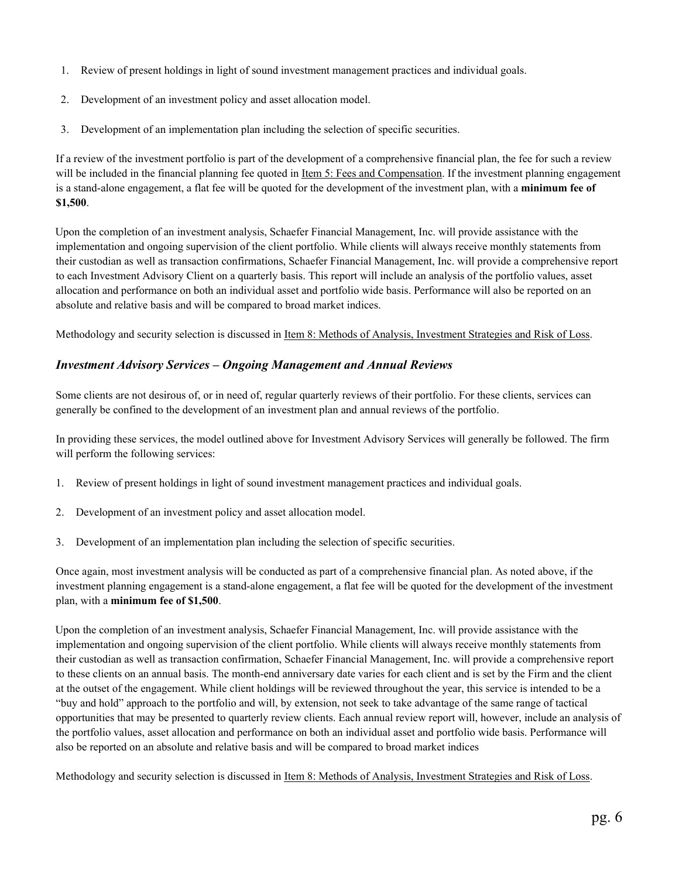1. Review of present holdings in light of sound investment management practices and individual goals.
2. Development of an investment policy and asset allocation model.
3. Development of an implementation plan including the selection of specific securities.

If a review of the investment portfolio is part of the development of a comprehensive financial plan, the fee for such a review will be included in the financial planning fee quoted in Item 5: Fees and Compensation. If the investment planning engagement is a stand-alone engagement, a flat fee will be quoted for the development of the investment plan, with a **minimum fee of $1,500**.

Upon the completion of an investment analysis, Schaefer Financial Management, Inc. will provide assistance with the implementation and ongoing supervision of the client portfolio. While clients will always receive monthly statements from their custodian as well as transaction confirmations, Schaefer Financial Management, Inc. will provide a comprehensive report to each Investment Advisory Client on a quarterly basis. This report will include an analysis of the portfolio values, asset allocation and performance on both an individual asset and portfolio wide basis. Performance will also be reported on an absolute and relative basis and will be compared to broad market indices.

Methodology and security selection is discussed in Item 8: Methods of Analysis, Investment Strategies and Risk of Loss.

### *Investment Advisory Services – Ongoing Management and Annual Reviews*

Some clients are not desirous of, or in need of, regular quarterly reviews of their portfolio. For these clients, services can generally be confined to the development of an investment plan and annual reviews of the portfolio.

In providing these services, the model outlined above for Investment Advisory Services will generally be followed. The firm will perform the following services:

1. Review of present holdings in light of sound investment management practices and individual goals.
2. Development of an investment policy and asset allocation model.
3. Development of an implementation plan including the selection of specific securities.

Once again, most investment analysis will be conducted as part of a comprehensive financial plan. As noted above, if the investment planning engagement is a stand-alone engagement, a flat fee will be quoted for the development of the investment plan, with a **minimum fee of $1,500**.

Upon the completion of an investment analysis, Schaefer Financial Management, Inc. will provide assistance with the implementation and ongoing supervision of the client portfolio. While clients will always receive monthly statements from their custodian as well as transaction confirmation, Schaefer Financial Management, Inc. will provide a comprehensive report to these clients on an annual basis. The month-end anniversary date varies for each client and is set by the Firm and the client at the outset of the engagement. While client holdings will be reviewed throughout the year, this service is intended to be a "buy and hold" approach to the portfolio and will, by extension, not seek to take advantage of the same range of tactical opportunities that may be presented to quarterly review clients. Each annual review report will, however, include an analysis of the portfolio values, asset allocation and performance on both an individual asset and portfolio wide basis. Performance will also be reported on an absolute and relative basis and will be compared to broad market indices

Methodology and security selection is discussed in Item 8: Methods of Analysis, Investment Strategies and Risk of Loss.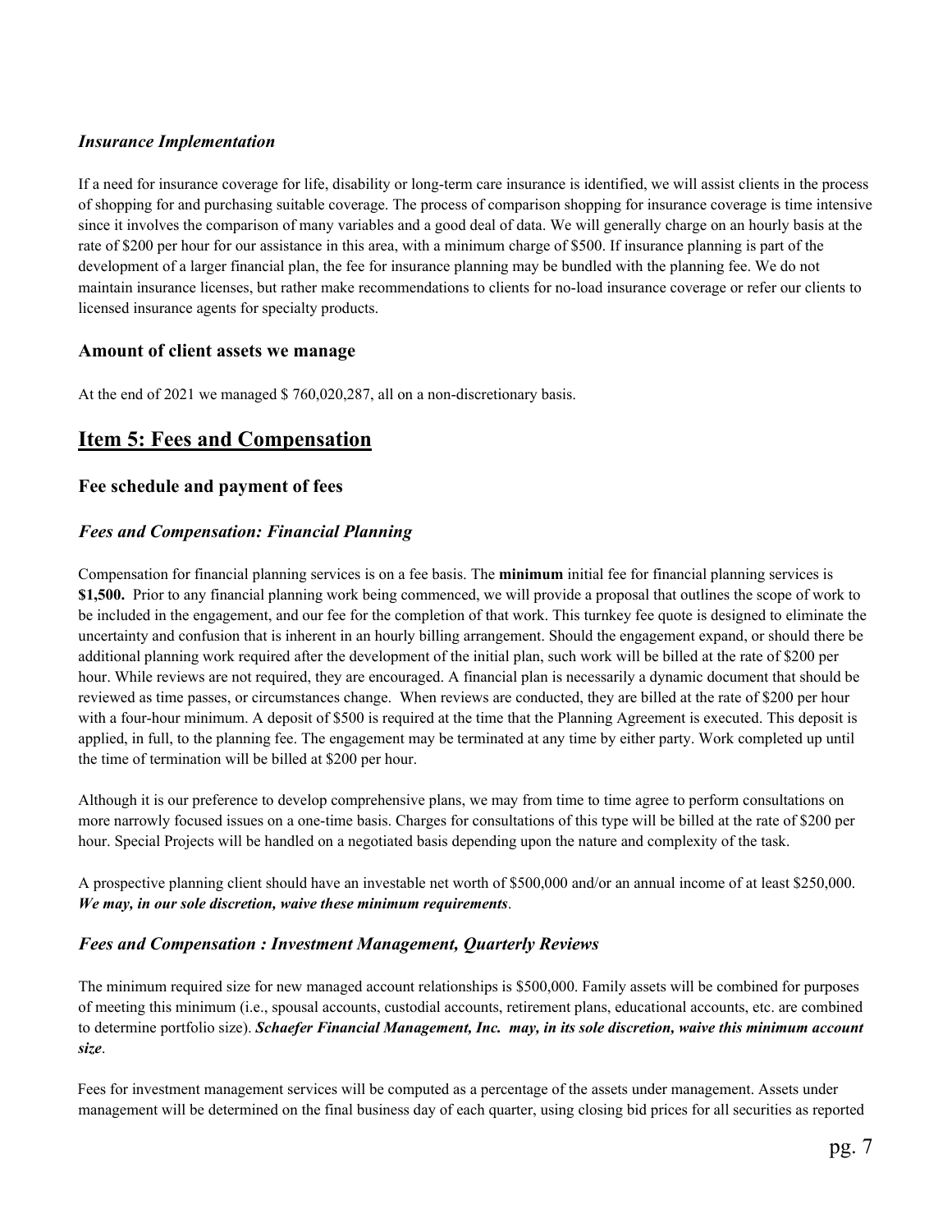### *Insurance Implementation*

If a need for insurance coverage for life, disability or long-term care insurance is identified, we will assist clients in the process of shopping for and purchasing suitable coverage. The process of comparison shopping for insurance coverage is time intensive since it involves the comparison of many variables and a good deal of data. We will generally charge on an hourly basis at the rate of $200 per hour for our assistance in this area, with a minimum charge of $500. If insurance planning is part of the development of a larger financial plan, the fee for insurance planning may be bundled with the planning fee. We do not maintain insurance licenses, but rather make recommendations to clients for no-load insurance coverage or refer our clients to licensed insurance agents for specialty products.

### Amount of client assets we manage

At the end of 2021 we managed $ 760,020,287, all on a non-discretionary basis.

## Item 5: Fees and Compensation

### Fee schedule and payment of fees

### *Fees and Compensation: Financial Planning*

Compensation for financial planning services is on a fee basis. The **minimum** initial fee for financial planning services is **$1,500.** Prior to any financial planning work being commenced, we will provide a proposal that outlines the scope of work to be included in the engagement, and our fee for the completion of that work. This turnkey fee quote is designed to eliminate the uncertainty and confusion that is inherent in an hourly billing arrangement. Should the engagement expand, or should there be additional planning work required after the development of the initial plan, such work will be billed at the rate of $200 per hour. While reviews are not required, they are encouraged. A financial plan is necessarily a dynamic document that should be reviewed as time passes, or circumstances change. When reviews are conducted, they are billed at the rate of $200 per hour with a four-hour minimum. A deposit of $500 is required at the time that the Planning Agreement is executed. This deposit is applied, in full, to the planning fee. The engagement may be terminated at any time by either party. Work completed up until the time of termination will be billed at $200 per hour.

Although it is our preference to develop comprehensive plans, we may from time to time agree to perform consultations on more narrowly focused issues on a one-time basis. Charges for consultations of this type will be billed at the rate of $200 per hour. Special Projects will be handled on a negotiated basis depending upon the nature and complexity of the task.

A prospective planning client should have an investable net worth of $500,000 and/or an annual income of at least $250,000. ***We may, in our sole discretion, waive these minimum requirements***.

### *Fees and Compensation : Investment Management, Quarterly Reviews*

The minimum required size for new managed account relationships is $500,000. Family assets will be combined for purposes of meeting this minimum (i.e., spousal accounts, custodial accounts, retirement plans, educational accounts, etc. are combined to determine portfolio size). ***Schaefer Financial Management, Inc. may, in its sole discretion, waive this minimum account size***.

Fees for investment management services will be computed as a percentage of the assets under management. Assets under management will be determined on the final business day of each quarter, using closing bid prices for all securities as reported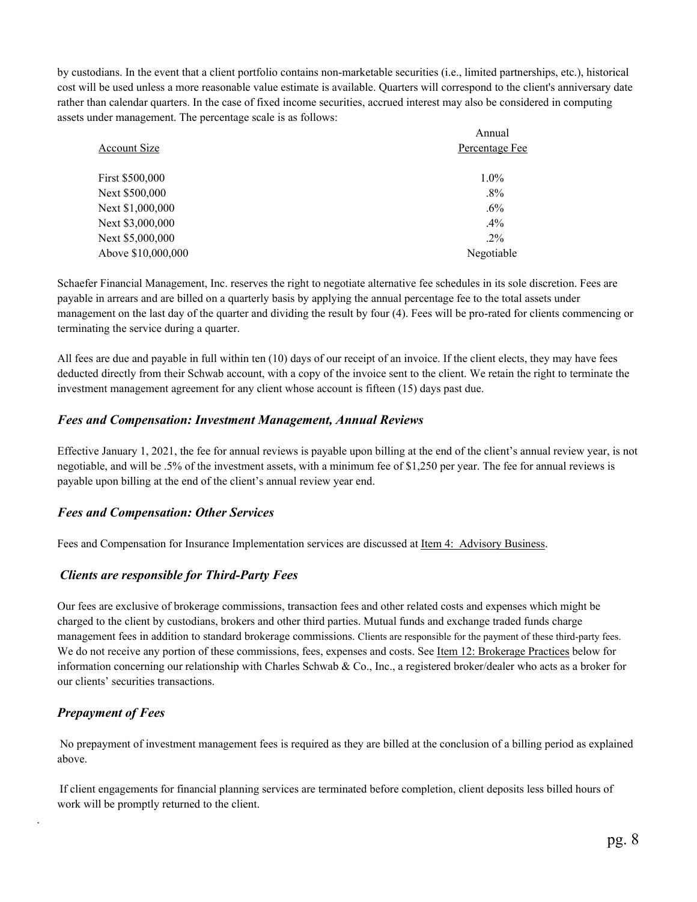by custodians. In the event that a client portfolio contains non-marketable securities (i.e., limited partnerships, etc.), historical cost will be used unless a more reasonable value estimate is available. Quarters will correspond to the client's anniversary date rather than calendar quarters. In the case of fixed income securities, accrued interest may also be considered in computing assets under management. The percentage scale is as follows:

| Account Size | Annual Percentage Fee |
|---|---|
| First $500,000 | 1.0% |
| Next $500,000 | .8% |
| Next $1,000,000 | .6% |
| Next $3,000,000 | .4% |
| Next $5,000,000 | .2% |
| Above $10,000,000 | Negotiable |

Schaefer Financial Management, Inc. reserves the right to negotiate alternative fee schedules in its sole discretion. Fees are payable in arrears and are billed on a quarterly basis by applying the annual percentage fee to the total assets under management on the last day of the quarter and dividing the result by four (4). Fees will be pro-rated for clients commencing or terminating the service during a quarter.

All fees are due and payable in full within ten (10) days of our receipt of an invoice. If the client elects, they may have fees deducted directly from their Schwab account, with a copy of the invoice sent to the client. We retain the right to terminate the investment management agreement for any client whose account is fifteen (15) days past due.

### *Fees and Compensation: Investment Management, Annual Reviews*

Effective January 1, 2021, the fee for annual reviews is payable upon billing at the end of the client's annual review year, is not negotiable, and will be .5% of the investment assets, with a minimum fee of $1,250 per year. The fee for annual reviews is payable upon billing at the end of the client's annual review year end.

### *Fees and Compensation: Other Services*

Fees and Compensation for Insurance Implementation services are discussed at Item 4: Advisory Business.

### *Clients are responsible for Third-Party Fees*

Our fees are exclusive of brokerage commissions, transaction fees and other related costs and expenses which might be charged to the client by custodians, brokers and other third parties. Mutual funds and exchange traded funds charge management fees in addition to standard brokerage commissions. Clients are responsible for the payment of these third-party fees. We do not receive any portion of these commissions, fees, expenses and costs. See Item 12: Brokerage Practices below for information concerning our relationship with Charles Schwab & Co., Inc., a registered broker/dealer who acts as a broker for our clients' securities transactions.

### *Prepayment of Fees*

No prepayment of investment management fees is required as they are billed at the conclusion of a billing period as explained above.

If client engagements for financial planning services are terminated before completion, client deposits less billed hours of work will be promptly returned to the client.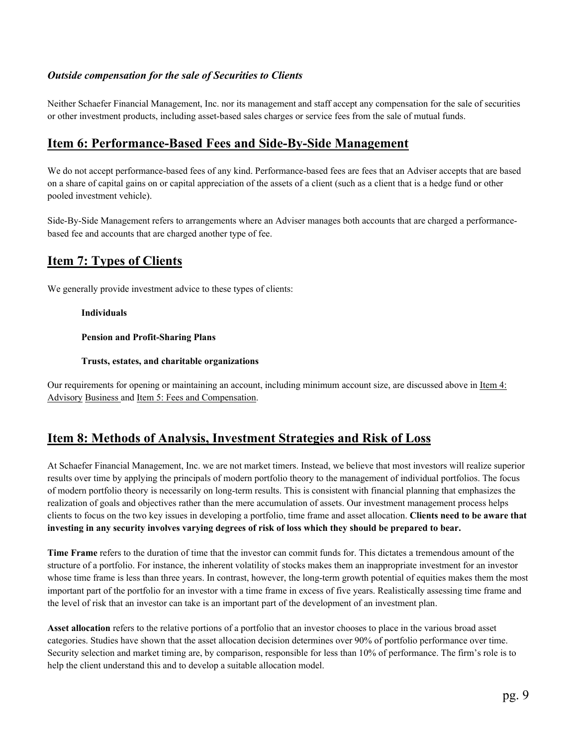### *Outside compensation for the sale of Securities to Clients*

Neither Schaefer Financial Management, Inc. nor its management and staff accept any compensation for the sale of securities or other investment products, including asset-based sales charges or service fees from the sale of mutual funds.

## Item 6: Performance-Based Fees and Side-By-Side Management

We do not accept performance-based fees of any kind. Performance-based fees are fees that an Adviser accepts that are based on a share of capital gains on or capital appreciation of the assets of a client (such as a client that is a hedge fund or other pooled investment vehicle).

Side-By-Side Management refers to arrangements where an Adviser manages both accounts that are charged a performance-based fee and accounts that are charged another type of fee.

## Item 7: Types of Clients

We generally provide investment advice to these types of clients:

**Individuals**

**Pension and Profit-Sharing Plans**

**Trusts, estates, and charitable organizations**

Our requirements for opening or maintaining an account, including minimum account size, are discussed above in Item 4: Advisory Business and Item 5: Fees and Compensation.

## Item 8: Methods of Analysis, Investment Strategies and Risk of Loss

At Schaefer Financial Management, Inc. we are not market timers. Instead, we believe that most investors will realize superior results over time by applying the principals of modern portfolio theory to the management of individual portfolios. The focus of modern portfolio theory is necessarily on long-term results. This is consistent with financial planning that emphasizes the realization of goals and objectives rather than the mere accumulation of assets. Our investment management process helps clients to focus on the two key issues in developing a portfolio, time frame and asset allocation. **Clients need to be aware that investing in any security involves varying degrees of risk of loss which they should be prepared to bear.**

**Time Frame** refers to the duration of time that the investor can commit funds for. This dictates a tremendous amount of the structure of a portfolio. For instance, the inherent volatility of stocks makes them an inappropriate investment for an investor whose time frame is less than three years. In contrast, however, the long-term growth potential of equities makes them the most important part of the portfolio for an investor with a time frame in excess of five years. Realistically assessing time frame and the level of risk that an investor can take is an important part of the development of an investment plan.

**Asset allocation** refers to the relative portions of a portfolio that an investor chooses to place in the various broad asset categories. Studies have shown that the asset allocation decision determines over 90% of portfolio performance over time. Security selection and market timing are, by comparison, responsible for less than 10% of performance. The firm's role is to help the client understand this and to develop a suitable allocation model.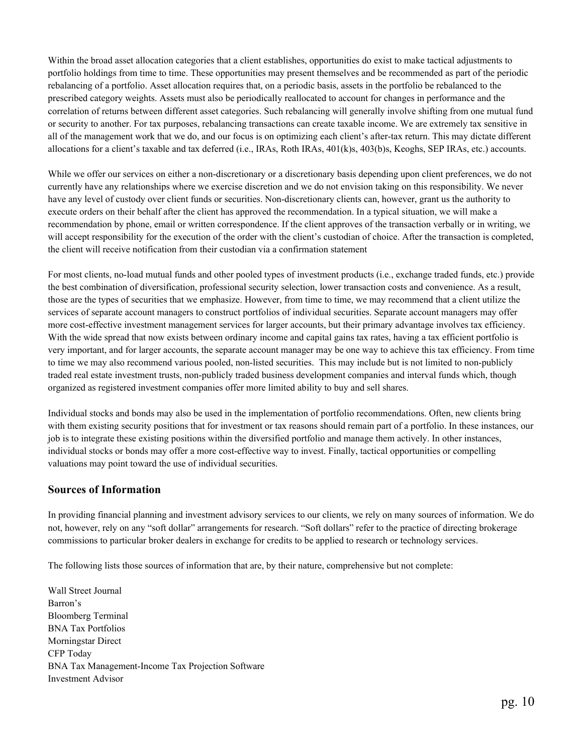Within the broad asset allocation categories that a client establishes, opportunities do exist to make tactical adjustments to portfolio holdings from time to time. These opportunities may present themselves and be recommended as part of the periodic rebalancing of a portfolio. Asset allocation requires that, on a periodic basis, assets in the portfolio be rebalanced to the prescribed category weights. Assets must also be periodically reallocated to account for changes in performance and the correlation of returns between different asset categories. Such rebalancing will generally involve shifting from one mutual fund or security to another. For tax purposes, rebalancing transactions can create taxable income. We are extremely tax sensitive in all of the management work that we do, and our focus is on optimizing each client's after-tax return. This may dictate different allocations for a client's taxable and tax deferred (i.e., IRAs, Roth IRAs, 401(k)s, 403(b)s, Keoghs, SEP IRAs, etc.) accounts.

While we offer our services on either a non-discretionary or a discretionary basis depending upon client preferences, we do not currently have any relationships where we exercise discretion and we do not envision taking on this responsibility. We never have any level of custody over client funds or securities. Non-discretionary clients can, however, grant us the authority to execute orders on their behalf after the client has approved the recommendation. In a typical situation, we will make a recommendation by phone, email or written correspondence. If the client approves of the transaction verbally or in writing, we will accept responsibility for the execution of the order with the client's custodian of choice. After the transaction is completed, the client will receive notification from their custodian via a confirmation statement

For most clients, no-load mutual funds and other pooled types of investment products (i.e., exchange traded funds, etc.) provide the best combination of diversification, professional security selection, lower transaction costs and convenience. As a result, those are the types of securities that we emphasize. However, from time to time, we may recommend that a client utilize the services of separate account managers to construct portfolios of individual securities. Separate account managers may offer more cost-effective investment management services for larger accounts, but their primary advantage involves tax efficiency. With the wide spread that now exists between ordinary income and capital gains tax rates, having a tax efficient portfolio is very important, and for larger accounts, the separate account manager may be one way to achieve this tax efficiency. From time to time we may also recommend various pooled, non-listed securities. This may include but is not limited to non-publicly traded real estate investment trusts, non-publicly traded business development companies and interval funds which, though organized as registered investment companies offer more limited ability to buy and sell shares.

Individual stocks and bonds may also be used in the implementation of portfolio recommendations. Often, new clients bring with them existing security positions that for investment or tax reasons should remain part of a portfolio. In these instances, our job is to integrate these existing positions within the diversified portfolio and manage them actively. In other instances, individual stocks or bonds may offer a more cost-effective way to invest. Finally, tactical opportunities or compelling valuations may point toward the use of individual securities.

## Sources of Information

In providing financial planning and investment advisory services to our clients, we rely on many sources of information. We do not, however, rely on any "soft dollar" arrangements for research. "Soft dollars" refer to the practice of directing brokerage commissions to particular broker dealers in exchange for credits to be applied to research or technology services.

The following lists those sources of information that are, by their nature, comprehensive but not complete:

Wall Street Journal
Barron's
Bloomberg Terminal
BNA Tax Portfolios
Morningstar Direct
CFP Today
BNA Tax Management-Income Tax Projection Software
Investment Advisor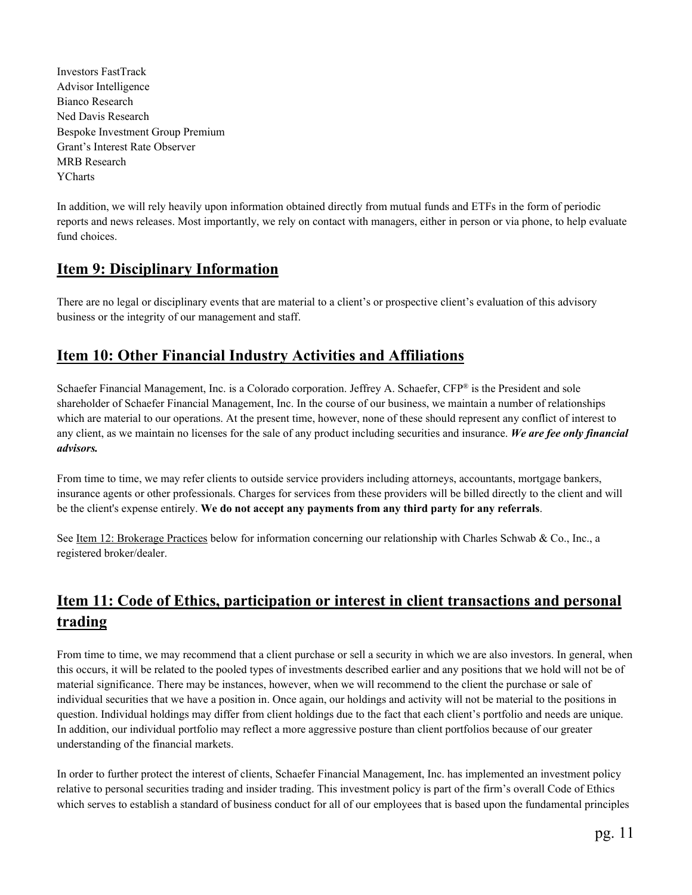Investors FastTrack
Advisor Intelligence
Bianco Research
Ned Davis Research
Bespoke Investment Group Premium
Grant's Interest Rate Observer
MRB Research
YCharts

In addition, we will rely heavily upon information obtained directly from mutual funds and ETFs in the form of periodic reports and news releases. Most importantly, we rely on contact with managers, either in person or via phone, to help evaluate fund choices.

## Item 9: Disciplinary Information

There are no legal or disciplinary events that are material to a client's or prospective client's evaluation of this advisory business or the integrity of our management and staff.

## Item 10: Other Financial Industry Activities and Affiliations

Schaefer Financial Management, Inc. is a Colorado corporation. Jeffrey A. Schaefer, CFP® is the President and sole shareholder of Schaefer Financial Management, Inc. In the course of our business, we maintain a number of relationships which are material to our operations. At the present time, however, none of these should represent any conflict of interest to any client, as we maintain no licenses for the sale of any product including securities and insurance. ***We are fee only financial advisors.***

From time to time, we may refer clients to outside service providers including attorneys, accountants, mortgage bankers, insurance agents or other professionals. Charges for services from these providers will be billed directly to the client and will be the client's expense entirely. **We do not accept any payments from any third party for any referrals**.

See Item 12: Brokerage Practices below for information concerning our relationship with Charles Schwab & Co., Inc., a registered broker/dealer.

## Item 11: Code of Ethics, participation or interest in client transactions and personal trading

From time to time, we may recommend that a client purchase or sell a security in which we are also investors. In general, when this occurs, it will be related to the pooled types of investments described earlier and any positions that we hold will not be of material significance. There may be instances, however, when we will recommend to the client the purchase or sale of individual securities that we have a position in. Once again, our holdings and activity will not be material to the positions in question. Individual holdings may differ from client holdings due to the fact that each client's portfolio and needs are unique. In addition, our individual portfolio may reflect a more aggressive posture than client portfolios because of our greater understanding of the financial markets.

In order to further protect the interest of clients, Schaefer Financial Management, Inc. has implemented an investment policy relative to personal securities trading and insider trading. This investment policy is part of the firm's overall Code of Ethics which serves to establish a standard of business conduct for all of our employees that is based upon the fundamental principles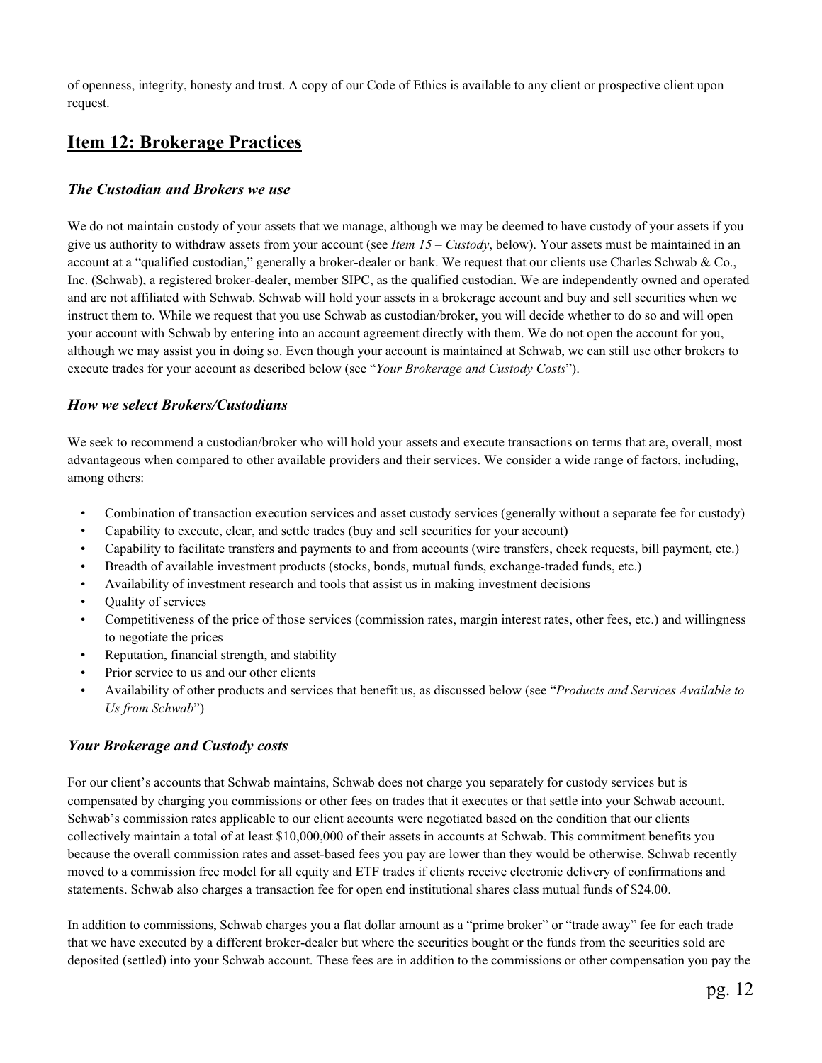of openness, integrity, honesty and trust. A copy of our Code of Ethics is available to any client or prospective client upon request.

## Item 12: Brokerage Practices

### *The Custodian and Brokers we use*

We do not maintain custody of your assets that we manage, although we may be deemed to have custody of your assets if you give us authority to withdraw assets from your account (see *Item 15 – Custody*, below). Your assets must be maintained in an account at a "qualified custodian," generally a broker-dealer or bank. We request that our clients use Charles Schwab & Co., Inc. (Schwab), a registered broker-dealer, member SIPC, as the qualified custodian. We are independently owned and operated and are not affiliated with Schwab. Schwab will hold your assets in a brokerage account and buy and sell securities when we instruct them to. While we request that you use Schwab as custodian/broker, you will decide whether to do so and will open your account with Schwab by entering into an account agreement directly with them. We do not open the account for you, although we may assist you in doing so. Even though your account is maintained at Schwab, we can still use other brokers to execute trades for your account as described below (see "*Your Brokerage and Custody Costs*").

### *How we select Brokers/Custodians*

We seek to recommend a custodian/broker who will hold your assets and execute transactions on terms that are, overall, most advantageous when compared to other available providers and their services. We consider a wide range of factors, including, among others:

- Combination of transaction execution services and asset custody services (generally without a separate fee for custody)
- Capability to execute, clear, and settle trades (buy and sell securities for your account)
- Capability to facilitate transfers and payments to and from accounts (wire transfers, check requests, bill payment, etc.)
- Breadth of available investment products (stocks, bonds, mutual funds, exchange-traded funds, etc.)
- Availability of investment research and tools that assist us in making investment decisions
- Quality of services
- Competitiveness of the price of those services (commission rates, margin interest rates, other fees, etc.) and willingness to negotiate the prices
- Reputation, financial strength, and stability
- Prior service to us and our other clients
- Availability of other products and services that benefit us, as discussed below (see "*Products and Services Available to Us from Schwab*")

### *Your Brokerage and Custody costs*

For our client's accounts that Schwab maintains, Schwab does not charge you separately for custody services but is compensated by charging you commissions or other fees on trades that it executes or that settle into your Schwab account. Schwab's commission rates applicable to our client accounts were negotiated based on the condition that our clients collectively maintain a total of at least $10,000,000 of their assets in accounts at Schwab. This commitment benefits you because the overall commission rates and asset-based fees you pay are lower than they would be otherwise. Schwab recently moved to a commission free model for all equity and ETF trades if clients receive electronic delivery of confirmations and statements. Schwab also charges a transaction fee for open end institutional shares class mutual funds of $24.00.

In addition to commissions, Schwab charges you a flat dollar amount as a "prime broker" or "trade away" fee for each trade that we have executed by a different broker-dealer but where the securities bought or the funds from the securities sold are deposited (settled) into your Schwab account. These fees are in addition to the commissions or other compensation you pay the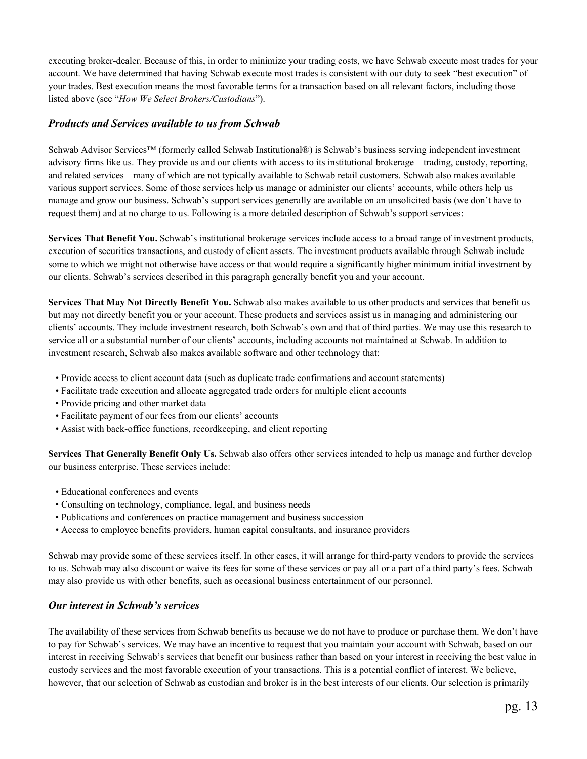executing broker-dealer. Because of this, in order to minimize your trading costs, we have Schwab execute most trades for your account. We have determined that having Schwab execute most trades is consistent with our duty to seek "best execution" of your trades. Best execution means the most favorable terms for a transaction based on all relevant factors, including those listed above (see "*How We Select Brokers/Custodians*").

### *Products and Services available to us from Schwab*

Schwab Advisor Services™ (formerly called Schwab Institutional®) is Schwab's business serving independent investment advisory firms like us. They provide us and our clients with access to its institutional brokerage—trading, custody, reporting, and related services—many of which are not typically available to Schwab retail customers. Schwab also makes available various support services. Some of those services help us manage or administer our clients' accounts, while others help us manage and grow our business. Schwab's support services generally are available on an unsolicited basis (we don't have to request them) and at no charge to us. Following is a more detailed description of Schwab's support services:

**Services That Benefit You.** Schwab's institutional brokerage services include access to a broad range of investment products, execution of securities transactions, and custody of client assets. The investment products available through Schwab include some to which we might not otherwise have access or that would require a significantly higher minimum initial investment by our clients. Schwab's services described in this paragraph generally benefit you and your account.

**Services That May Not Directly Benefit You.** Schwab also makes available to us other products and services that benefit us but may not directly benefit you or your account. These products and services assist us in managing and administering our clients' accounts. They include investment research, both Schwab's own and that of third parties. We may use this research to service all or a substantial number of our clients' accounts, including accounts not maintained at Schwab. In addition to investment research, Schwab also makes available software and other technology that:

- Provide access to client account data (such as duplicate trade confirmations and account statements)
- Facilitate trade execution and allocate aggregated trade orders for multiple client accounts
- Provide pricing and other market data
- Facilitate payment of our fees from our clients' accounts
- Assist with back-office functions, recordkeeping, and client reporting

**Services That Generally Benefit Only Us.** Schwab also offers other services intended to help us manage and further develop our business enterprise. These services include:

- Educational conferences and events
- Consulting on technology, compliance, legal, and business needs
- Publications and conferences on practice management and business succession
- Access to employee benefits providers, human capital consultants, and insurance providers

Schwab may provide some of these services itself. In other cases, it will arrange for third-party vendors to provide the services to us. Schwab may also discount or waive its fees for some of these services or pay all or a part of a third party's fees. Schwab may also provide us with other benefits, such as occasional business entertainment of our personnel.

### *Our interest in Schwab's services*

The availability of these services from Schwab benefits us because we do not have to produce or purchase them. We don't have to pay for Schwab's services. We may have an incentive to request that you maintain your account with Schwab, based on our interest in receiving Schwab's services that benefit our business rather than based on your interest in receiving the best value in custody services and the most favorable execution of your transactions. This is a potential conflict of interest. We believe, however, that our selection of Schwab as custodian and broker is in the best interests of our clients. Our selection is primarily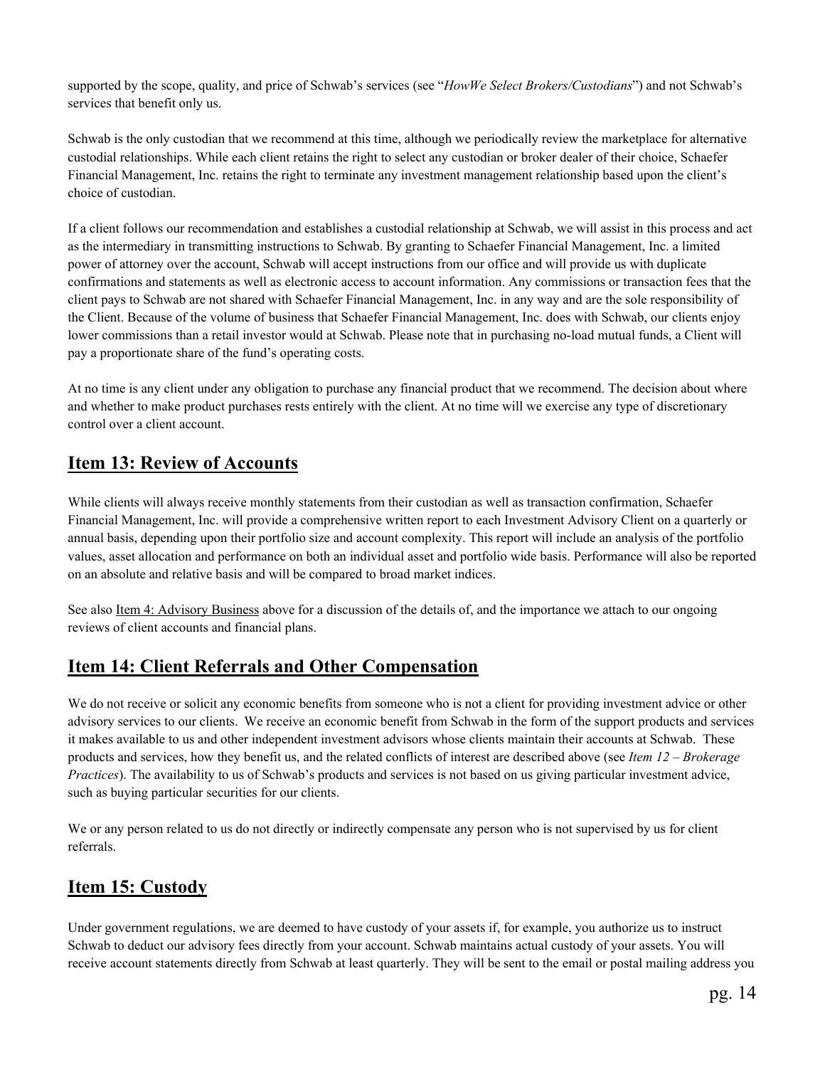supported by the scope, quality, and price of Schwab's services (see "*HowWe Select Brokers/Custodians*") and not Schwab's services that benefit only us.

Schwab is the only custodian that we recommend at this time, although we periodically review the marketplace for alternative custodial relationships. While each client retains the right to select any custodian or broker dealer of their choice, Schaefer Financial Management, Inc. retains the right to terminate any investment management relationship based upon the client's choice of custodian.

If a client follows our recommendation and establishes a custodial relationship at Schwab, we will assist in this process and act as the intermediary in transmitting instructions to Schwab. By granting to Schaefer Financial Management, Inc. a limited power of attorney over the account, Schwab will accept instructions from our office and will provide us with duplicate confirmations and statements as well as electronic access to account information. Any commissions or transaction fees that the client pays to Schwab are not shared with Schaefer Financial Management, Inc. in any way and are the sole responsibility of the Client. Because of the volume of business that Schaefer Financial Management, Inc. does with Schwab, our clients enjoy lower commissions than a retail investor would at Schwab. Please note that in purchasing no-load mutual funds, a Client will pay a proportionate share of the fund's operating costs.

At no time is any client under any obligation to purchase any financial product that we recommend. The decision about where and whether to make product purchases rests entirely with the client. At no time will we exercise any type of discretionary control over a client account.

## Item 13: Review of Accounts

While clients will always receive monthly statements from their custodian as well as transaction confirmation, Schaefer Financial Management, Inc. will provide a comprehensive written report to each Investment Advisory Client on a quarterly or annual basis, depending upon their portfolio size and account complexity. This report will include an analysis of the portfolio values, asset allocation and performance on both an individual asset and portfolio wide basis. Performance will also be reported on an absolute and relative basis and will be compared to broad market indices.

See also Item 4: Advisory Business above for a discussion of the details of, and the importance we attach to our ongoing reviews of client accounts and financial plans.

## Item 14: Client Referrals and Other Compensation

We do not receive or solicit any economic benefits from someone who is not a client for providing investment advice or other advisory services to our clients. We receive an economic benefit from Schwab in the form of the support products and services it makes available to us and other independent investment advisors whose clients maintain their accounts at Schwab. These products and services, how they benefit us, and the related conflicts of interest are described above (see *Item 12 – Brokerage Practices*). The availability to us of Schwab's products and services is not based on us giving particular investment advice, such as buying particular securities for our clients.

We or any person related to us do not directly or indirectly compensate any person who is not supervised by us for client referrals.

## Item 15: Custody

Under government regulations, we are deemed to have custody of your assets if, for example, you authorize us to instruct Schwab to deduct our advisory fees directly from your account. Schwab maintains actual custody of your assets. You will receive account statements directly from Schwab at least quarterly. They will be sent to the email or postal mailing address you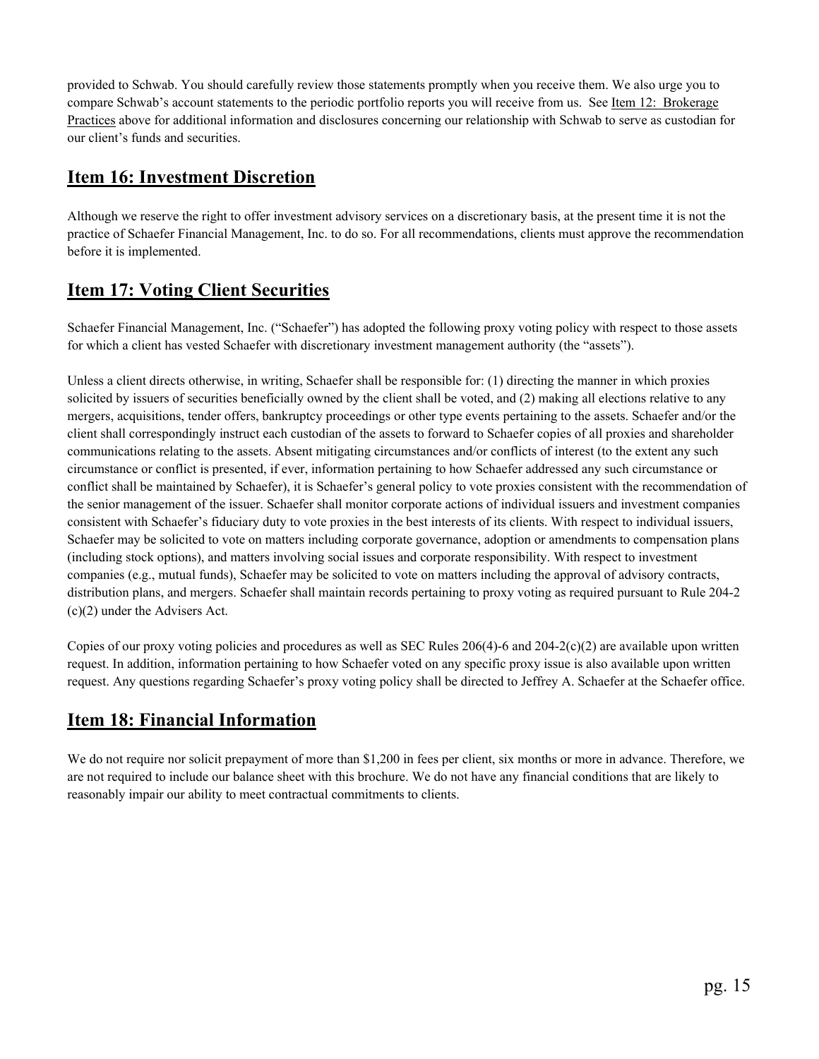provided to Schwab. You should carefully review those statements promptly when you receive them. We also urge you to compare Schwab's account statements to the periodic portfolio reports you will receive from us. See Item 12: Brokerage Practices above for additional information and disclosures concerning our relationship with Schwab to serve as custodian for our client's funds and securities.

## Item 16: Investment Discretion

Although we reserve the right to offer investment advisory services on a discretionary basis, at the present time it is not the practice of Schaefer Financial Management, Inc. to do so. For all recommendations, clients must approve the recommendation before it is implemented.

## Item 17: Voting Client Securities

Schaefer Financial Management, Inc. ("Schaefer") has adopted the following proxy voting policy with respect to those assets for which a client has vested Schaefer with discretionary investment management authority (the "assets").

Unless a client directs otherwise, in writing, Schaefer shall be responsible for: (1) directing the manner in which proxies solicited by issuers of securities beneficially owned by the client shall be voted, and (2) making all elections relative to any mergers, acquisitions, tender offers, bankruptcy proceedings or other type events pertaining to the assets. Schaefer and/or the client shall correspondingly instruct each custodian of the assets to forward to Schaefer copies of all proxies and shareholder communications relating to the assets. Absent mitigating circumstances and/or conflicts of interest (to the extent any such circumstance or conflict is presented, if ever, information pertaining to how Schaefer addressed any such circumstance or conflict shall be maintained by Schaefer), it is Schaefer's general policy to vote proxies consistent with the recommendation of the senior management of the issuer. Schaefer shall monitor corporate actions of individual issuers and investment companies consistent with Schaefer's fiduciary duty to vote proxies in the best interests of its clients. With respect to individual issuers, Schaefer may be solicited to vote on matters including corporate governance, adoption or amendments to compensation plans (including stock options), and matters involving social issues and corporate responsibility. With respect to investment companies (e.g., mutual funds), Schaefer may be solicited to vote on matters including the approval of advisory contracts, distribution plans, and mergers. Schaefer shall maintain records pertaining to proxy voting as required pursuant to Rule 204-2 (c)(2) under the Advisers Act.

Copies of our proxy voting policies and procedures as well as SEC Rules 206(4)-6 and 204-2(c)(2) are available upon written request. In addition, information pertaining to how Schaefer voted on any specific proxy issue is also available upon written request. Any questions regarding Schaefer's proxy voting policy shall be directed to Jeffrey A. Schaefer at the Schaefer office.

## Item 18: Financial Information

We do not require nor solicit prepayment of more than $1,200 in fees per client, six months or more in advance. Therefore, we are not required to include our balance sheet with this brochure. We do not have any financial conditions that are likely to reasonably impair our ability to meet contractual commitments to clients.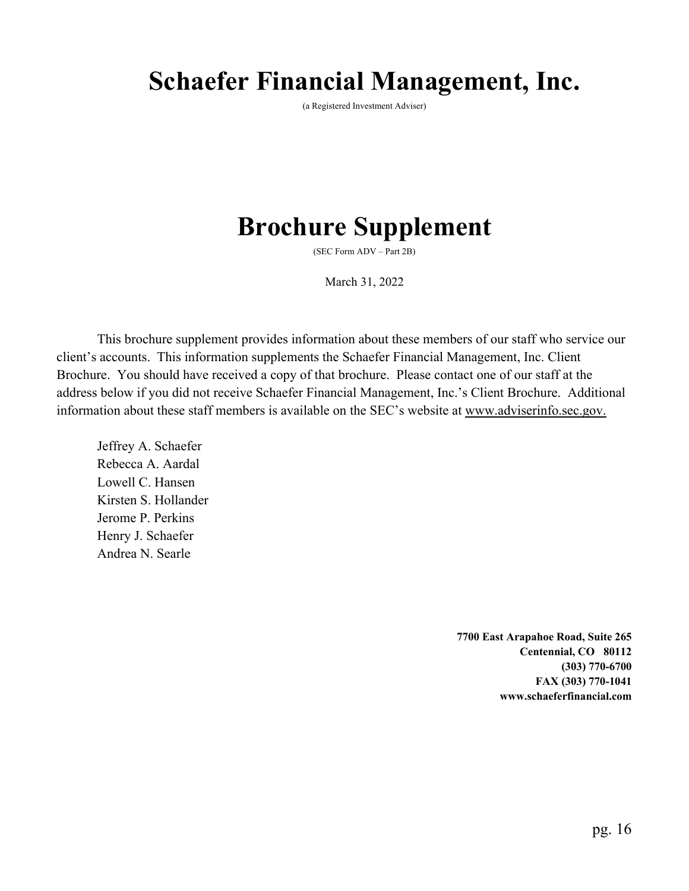# Schaefer Financial Management, Inc.

(a Registered Investment Adviser)

# Brochure Supplement

(SEC Form ADV – Part 2B)

March 31, 2022

This brochure supplement provides information about these members of our staff who service our client's accounts. This information supplements the Schaefer Financial Management, Inc. Client Brochure. You should have received a copy of that brochure. Please contact one of our staff at the address below if you did not receive Schaefer Financial Management, Inc.'s Client Brochure. Additional information about these staff members is available on the SEC's website at www.adviserinfo.sec.gov.

Jeffrey A. Schaefer
Rebecca A. Aardal
Lowell C. Hansen
Kirsten S. Hollander
Jerome P. Perkins
Henry J. Schaefer
Andrea N. Searle

**7700 East Arapahoe Road, Suite 265**
**Centennial, CO 80112**
**(303) 770-6700**
**FAX (303) 770-1041**
**www.schaeferfinancial.com**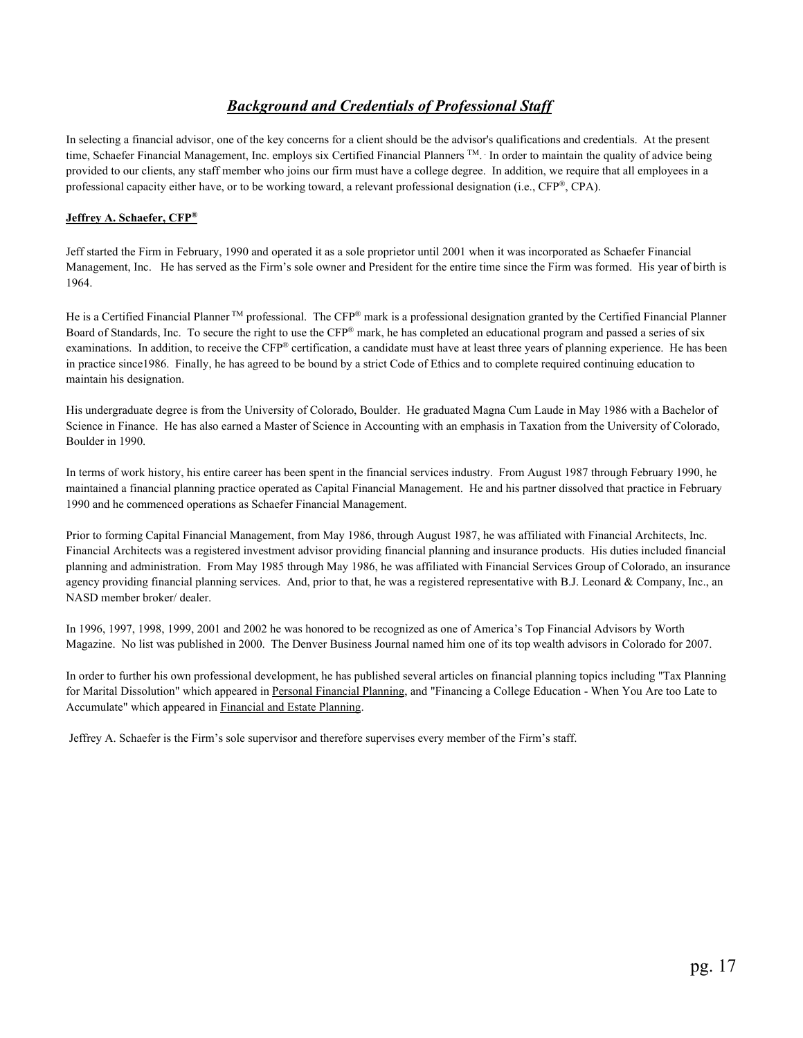## ***Background and Credentials of Professional Staff***

In selecting a financial advisor, one of the key concerns for a client should be the advisor's qualifications and credentials. At the present time, Schaefer Financial Management, Inc. employs six Certified Financial Planners ™. In order to maintain the quality of advice being provided to our clients, any staff member who joins our firm must have a college degree. In addition, we require that all employees in a professional capacity either have, or to be working toward, a relevant professional designation (i.e., CFP®, CPA).

**Jeffrey A. Schaefer, CFP®**

Jeff started the Firm in February, 1990 and operated it as a sole proprietor until 2001 when it was incorporated as Schaefer Financial Management, Inc. He has served as the Firm's sole owner and President for the entire time since the Firm was formed. His year of birth is 1964.

He is a Certified Financial Planner ™ professional. The CFP® mark is a professional designation granted by the Certified Financial Planner Board of Standards, Inc. To secure the right to use the CFP® mark, he has completed an educational program and passed a series of six examinations. In addition, to receive the CFP® certification, a candidate must have at least three years of planning experience. He has been in practice since1986. Finally, he has agreed to be bound by a strict Code of Ethics and to complete required continuing education to maintain his designation.

His undergraduate degree is from the University of Colorado, Boulder. He graduated Magna Cum Laude in May 1986 with a Bachelor of Science in Finance. He has also earned a Master of Science in Accounting with an emphasis in Taxation from the University of Colorado, Boulder in 1990.

In terms of work history, his entire career has been spent in the financial services industry. From August 1987 through February 1990, he maintained a financial planning practice operated as Capital Financial Management. He and his partner dissolved that practice in February 1990 and he commenced operations as Schaefer Financial Management.

Prior to forming Capital Financial Management, from May 1986, through August 1987, he was affiliated with Financial Architects, Inc. Financial Architects was a registered investment advisor providing financial planning and insurance products. His duties included financial planning and administration. From May 1985 through May 1986, he was affiliated with Financial Services Group of Colorado, an insurance agency providing financial planning services. And, prior to that, he was a registered representative with B.J. Leonard & Company, Inc., an NASD member broker/ dealer.

In 1996, 1997, 1998, 1999, 2001 and 2002 he was honored to be recognized as one of America's Top Financial Advisors by Worth Magazine. No list was published in 2000. The Denver Business Journal named him one of its top wealth advisors in Colorado for 2007.

In order to further his own professional development, he has published several articles on financial planning topics including "Tax Planning for Marital Dissolution" which appeared in Personal Financial Planning, and "Financing a College Education - When You Are too Late to Accumulate" which appeared in Financial and Estate Planning.

Jeffrey A. Schaefer is the Firm's sole supervisor and therefore supervises every member of the Firm's staff.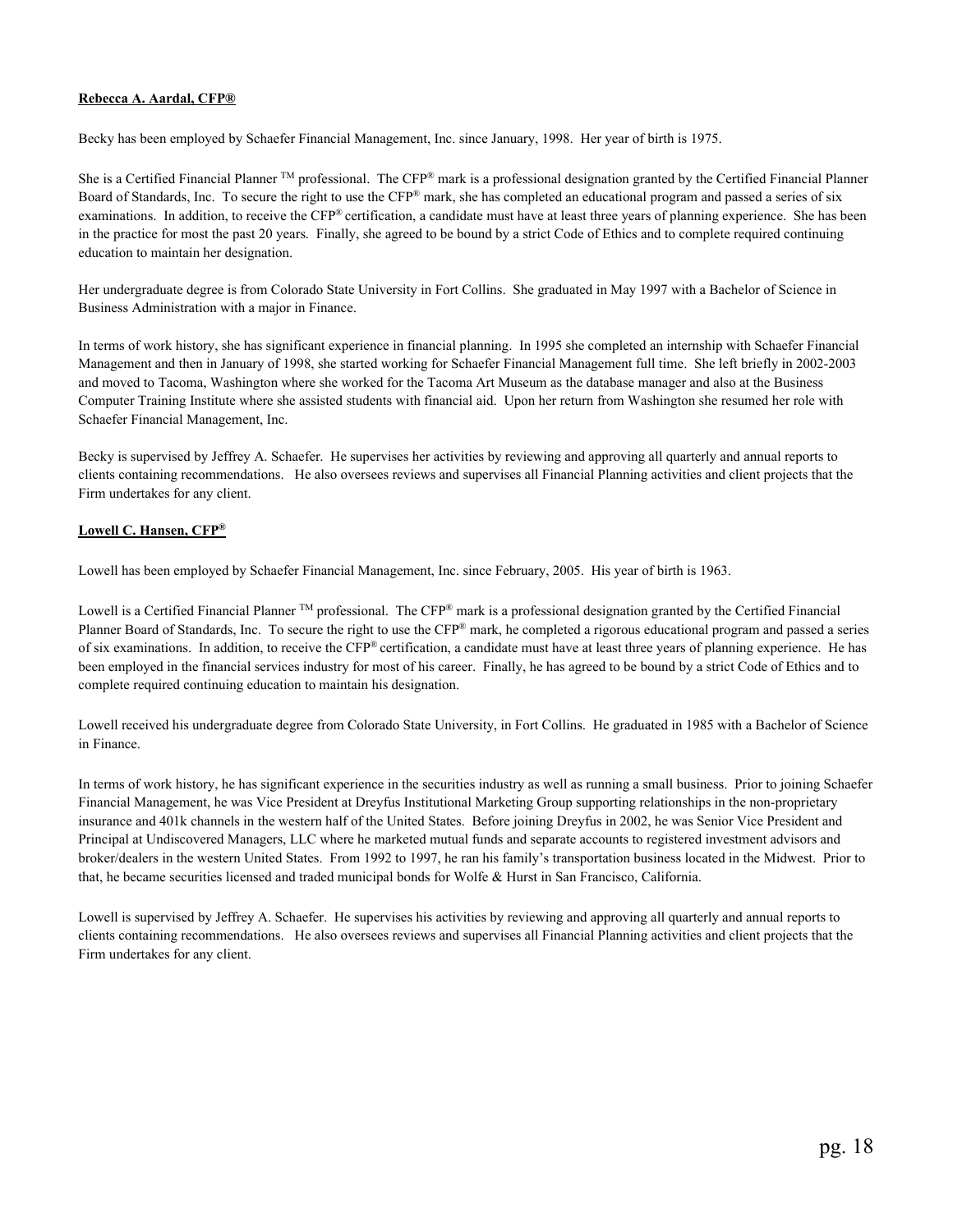**Rebecca A. Aardal, CFP®**

Becky has been employed by Schaefer Financial Management, Inc. since January, 1998. Her year of birth is 1975.

She is a Certified Financial Planner ™ professional. The CFP® mark is a professional designation granted by the Certified Financial Planner Board of Standards, Inc. To secure the right to use the CFP® mark, she has completed an educational program and passed a series of six examinations. In addition, to receive the CFP® certification, a candidate must have at least three years of planning experience. She has been in the practice for most the past 20 years. Finally, she agreed to be bound by a strict Code of Ethics and to complete required continuing education to maintain her designation.

Her undergraduate degree is from Colorado State University in Fort Collins. She graduated in May 1997 with a Bachelor of Science in Business Administration with a major in Finance.

In terms of work history, she has significant experience in financial planning. In 1995 she completed an internship with Schaefer Financial Management and then in January of 1998, she started working for Schaefer Financial Management full time. She left briefly in 2002-2003 and moved to Tacoma, Washington where she worked for the Tacoma Art Museum as the database manager and also at the Business Computer Training Institute where she assisted students with financial aid. Upon her return from Washington she resumed her role with Schaefer Financial Management, Inc.

Becky is supervised by Jeffrey A. Schaefer. He supervises her activities by reviewing and approving all quarterly and annual reports to clients containing recommendations. He also oversees reviews and supervises all Financial Planning activities and client projects that the Firm undertakes for any client.

**Lowell C. Hansen, CFP®**

Lowell has been employed by Schaefer Financial Management, Inc. since February, 2005. His year of birth is 1963.

Lowell is a Certified Financial Planner ™ professional. The CFP® mark is a professional designation granted by the Certified Financial Planner Board of Standards, Inc. To secure the right to use the CFP® mark, he completed a rigorous educational program and passed a series of six examinations. In addition, to receive the CFP® certification, a candidate must have at least three years of planning experience. He has been employed in the financial services industry for most of his career. Finally, he has agreed to be bound by a strict Code of Ethics and to complete required continuing education to maintain his designation.

Lowell received his undergraduate degree from Colorado State University, in Fort Collins. He graduated in 1985 with a Bachelor of Science in Finance.

In terms of work history, he has significant experience in the securities industry as well as running a small business. Prior to joining Schaefer Financial Management, he was Vice President at Dreyfus Institutional Marketing Group supporting relationships in the non-proprietary insurance and 401k channels in the western half of the United States. Before joining Dreyfus in 2002, he was Senior Vice President and Principal at Undiscovered Managers, LLC where he marketed mutual funds and separate accounts to registered investment advisors and broker/dealers in the western United States. From 1992 to 1997, he ran his family's transportation business located in the Midwest. Prior to that, he became securities licensed and traded municipal bonds for Wolfe & Hurst in San Francisco, California.

Lowell is supervised by Jeffrey A. Schaefer. He supervises his activities by reviewing and approving all quarterly and annual reports to clients containing recommendations. He also oversees reviews and supervises all Financial Planning activities and client projects that the Firm undertakes for any client.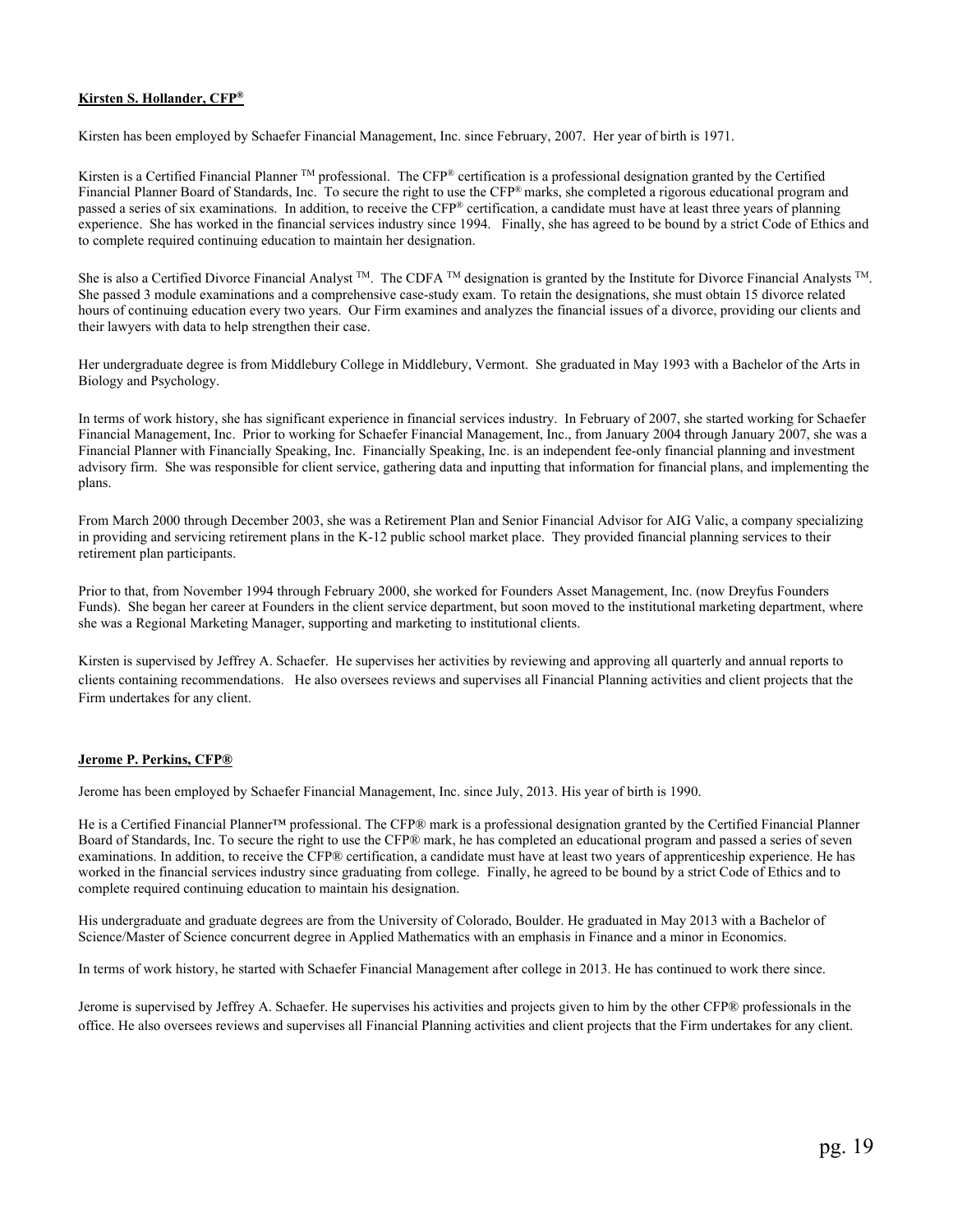**Kirsten S. Hollander, CFP®**

Kirsten has been employed by Schaefer Financial Management, Inc. since February, 2007. Her year of birth is 1971.

Kirsten is a Certified Financial Planner ™ professional. The CFP® certification is a professional designation granted by the Certified Financial Planner Board of Standards, Inc. To secure the right to use the CFP® marks, she completed a rigorous educational program and passed a series of six examinations. In addition, to receive the CFP® certification, a candidate must have at least three years of planning experience. She has worked in the financial services industry since 1994. Finally, she has agreed to be bound by a strict Code of Ethics and to complete required continuing education to maintain her designation.

She is also a Certified Divorce Financial Analyst ™. The CDFA ™ designation is granted by the Institute for Divorce Financial Analysts ™. She passed 3 module examinations and a comprehensive case-study exam. To retain the designations, she must obtain 15 divorce related hours of continuing education every two years. Our Firm examines and analyzes the financial issues of a divorce, providing our clients and their lawyers with data to help strengthen their case.

Her undergraduate degree is from Middlebury College in Middlebury, Vermont. She graduated in May 1993 with a Bachelor of the Arts in Biology and Psychology.

In terms of work history, she has significant experience in financial services industry. In February of 2007, she started working for Schaefer Financial Management, Inc. Prior to working for Schaefer Financial Management, Inc., from January 2004 through January 2007, she was a Financial Planner with Financially Speaking, Inc. Financially Speaking, Inc. is an independent fee-only financial planning and investment advisory firm. She was responsible for client service, gathering data and inputting that information for financial plans, and implementing the plans.

From March 2000 through December 2003, she was a Retirement Plan and Senior Financial Advisor for AIG Valic, a company specializing in providing and servicing retirement plans in the K-12 public school market place. They provided financial planning services to their retirement plan participants.

Prior to that, from November 1994 through February 2000, she worked for Founders Asset Management, Inc. (now Dreyfus Founders Funds). She began her career at Founders in the client service department, but soon moved to the institutional marketing department, where she was a Regional Marketing Manager, supporting and marketing to institutional clients.

Kirsten is supervised by Jeffrey A. Schaefer. He supervises her activities by reviewing and approving all quarterly and annual reports to clients containing recommendations. He also oversees reviews and supervises all Financial Planning activities and client projects that the Firm undertakes for any client.

**Jerome P. Perkins, CFP®**

Jerome has been employed by Schaefer Financial Management, Inc. since July, 2013. His year of birth is 1990.

He is a Certified Financial Planner™ professional. The CFP® mark is a professional designation granted by the Certified Financial Planner Board of Standards, Inc. To secure the right to use the CFP® mark, he has completed an educational program and passed a series of seven examinations. In addition, to receive the CFP® certification, a candidate must have at least two years of apprenticeship experience. He has worked in the financial services industry since graduating from college. Finally, he agreed to be bound by a strict Code of Ethics and to complete required continuing education to maintain his designation.

His undergraduate and graduate degrees are from the University of Colorado, Boulder. He graduated in May 2013 with a Bachelor of Science/Master of Science concurrent degree in Applied Mathematics with an emphasis in Finance and a minor in Economics.

In terms of work history, he started with Schaefer Financial Management after college in 2013. He has continued to work there since.

Jerome is supervised by Jeffrey A. Schaefer. He supervises his activities and projects given to him by the other CFP® professionals in the office. He also oversees reviews and supervises all Financial Planning activities and client projects that the Firm undertakes for any client.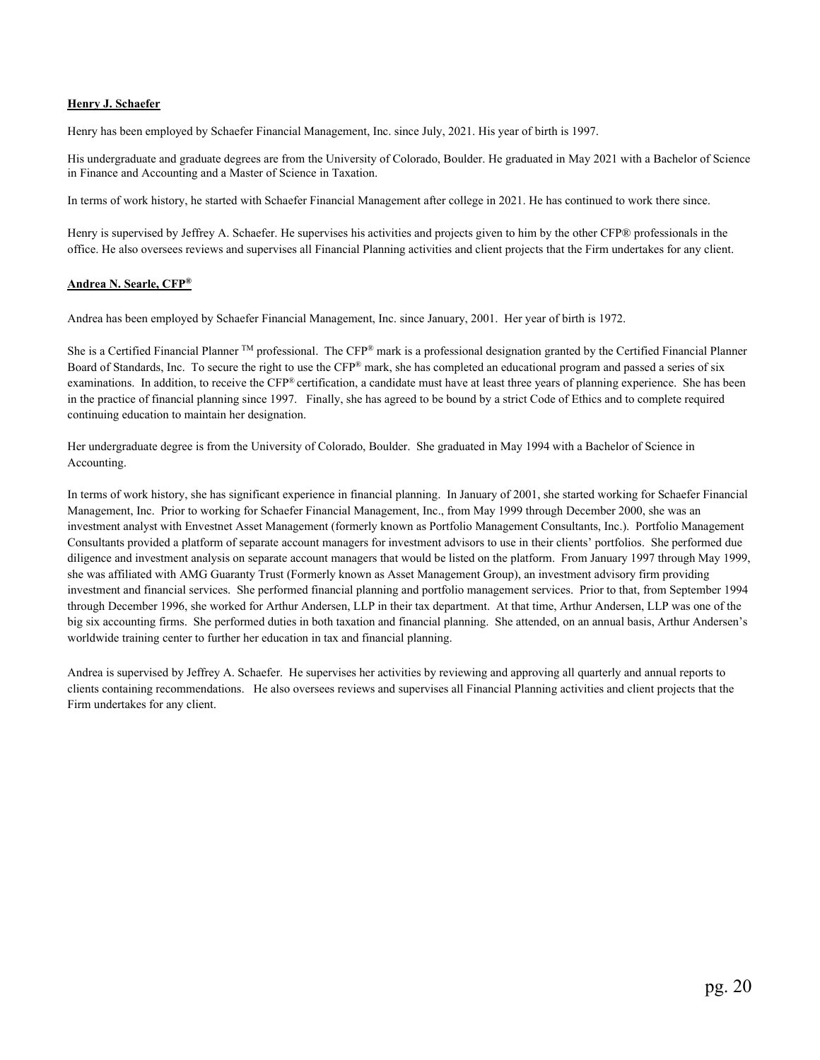**Henry J. Schaefer**

Henry has been employed by Schaefer Financial Management, Inc. since July, 2021. His year of birth is 1997.

His undergraduate and graduate degrees are from the University of Colorado, Boulder. He graduated in May 2021 with a Bachelor of Science in Finance and Accounting and a Master of Science in Taxation.

In terms of work history, he started with Schaefer Financial Management after college in 2021. He has continued to work there since.

Henry is supervised by Jeffrey A. Schaefer. He supervises his activities and projects given to him by the other CFP® professionals in the office. He also oversees reviews and supervises all Financial Planning activities and client projects that the Firm undertakes for any client.

**Andrea N. Searle, CFP®**

Andrea has been employed by Schaefer Financial Management, Inc. since January, 2001. Her year of birth is 1972.

She is a Certified Financial Planner ™ professional. The CFP® mark is a professional designation granted by the Certified Financial Planner Board of Standards, Inc. To secure the right to use the CFP® mark, she has completed an educational program and passed a series of six examinations. In addition, to receive the CFP® certification, a candidate must have at least three years of planning experience. She has been in the practice of financial planning since 1997. Finally, she has agreed to be bound by a strict Code of Ethics and to complete required continuing education to maintain her designation.

Her undergraduate degree is from the University of Colorado, Boulder. She graduated in May 1994 with a Bachelor of Science in Accounting.

In terms of work history, she has significant experience in financial planning. In January of 2001, she started working for Schaefer Financial Management, Inc. Prior to working for Schaefer Financial Management, Inc., from May 1999 through December 2000, she was an investment analyst with Envestnet Asset Management (formerly known as Portfolio Management Consultants, Inc.). Portfolio Management Consultants provided a platform of separate account managers for investment advisors to use in their clients' portfolios. She performed due diligence and investment analysis on separate account managers that would be listed on the platform. From January 1997 through May 1999, she was affiliated with AMG Guaranty Trust (Formerly known as Asset Management Group), an investment advisory firm providing investment and financial services. She performed financial planning and portfolio management services. Prior to that, from September 1994 through December 1996, she worked for Arthur Andersen, LLP in their tax department. At that time, Arthur Andersen, LLP was one of the big six accounting firms. She performed duties in both taxation and financial planning. She attended, on an annual basis, Arthur Andersen's worldwide training center to further her education in tax and financial planning.

Andrea is supervised by Jeffrey A. Schaefer. He supervises her activities by reviewing and approving all quarterly and annual reports to clients containing recommendations. He also oversees reviews and supervises all Financial Planning activities and client projects that the Firm undertakes for any client.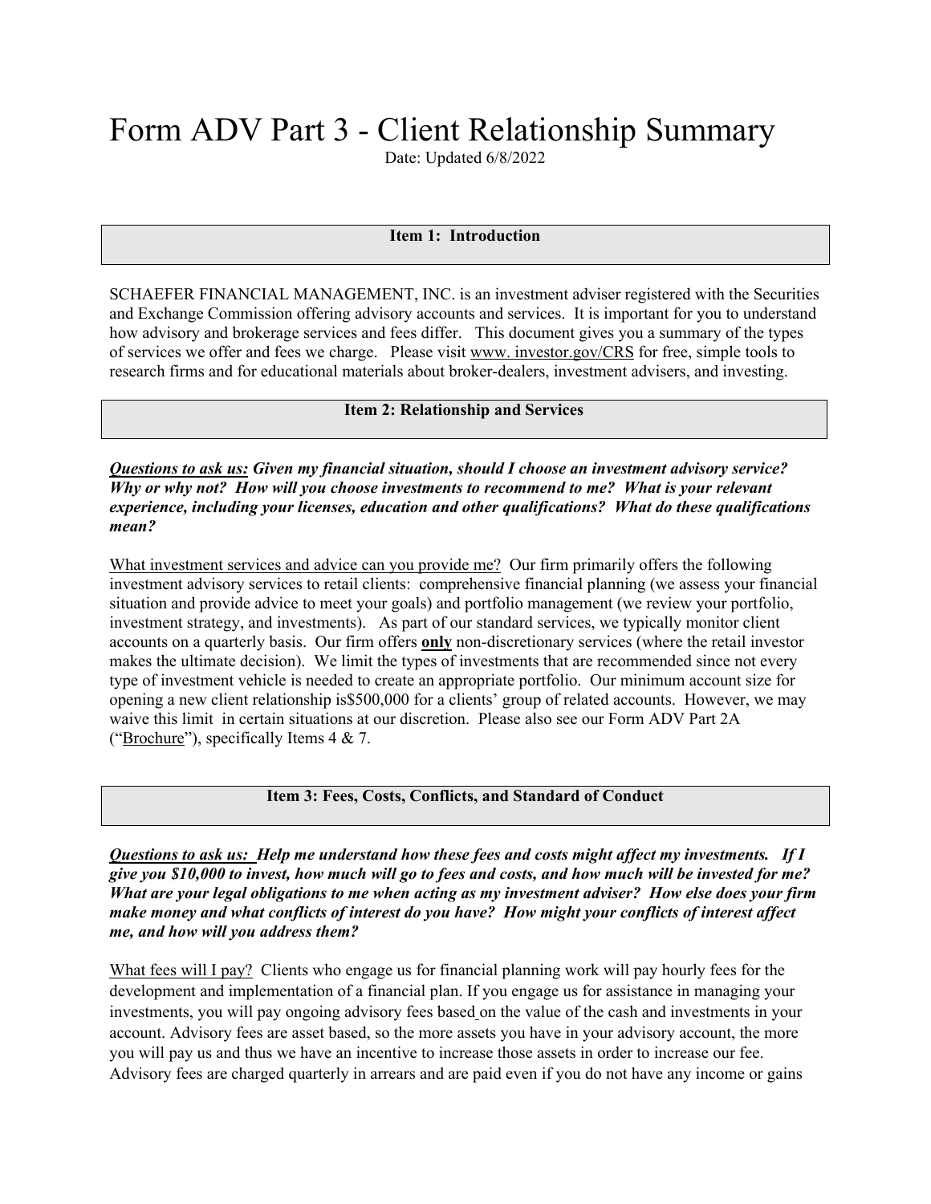# Form ADV Part 3 - Client Relationship Summary

Date: Updated 6/8/2022

## Item 1: Introduction

SCHAEFER FINANCIAL MANAGEMENT, INC. is an investment adviser registered with the Securities and Exchange Commission offering advisory accounts and services. It is important for you to understand how advisory and brokerage services and fees differ. This document gives you a summary of the types of services we offer and fees we charge. Please visit www. investor.gov/CRS for free, simple tools to research firms and for educational materials about broker-dealers, investment advisers, and investing.

## Item 2: Relationship and Services

***Questions to ask us:* Given my financial situation, should I choose an investment advisory service? Why or why not? How will you choose investments to recommend to me? What is your relevant experience, including your licenses, education and other qualifications? What do these qualifications mean?**

What investment services and advice can you provide me? Our firm primarily offers the following investment advisory services to retail clients: comprehensive financial planning (we assess your financial situation and provide advice to meet your goals) and portfolio management (we review your portfolio, investment strategy, and investments). As part of our standard services, we typically monitor client accounts on a quarterly basis. Our firm offers **only** non-discretionary services (where the retail investor makes the ultimate decision). We limit the types of investments that are recommended since not every type of investment vehicle is needed to create an appropriate portfolio. Our minimum account size for opening a new client relationship is$500,000 for a clients' group of related accounts. However, we may waive this limit in certain situations at our discretion. Please also see our Form ADV Part 2A ("Brochure"), specifically Items 4 & 7.

## Item 3: Fees, Costs, Conflicts, and Standard of Conduct

***Questions to ask us:* Help me understand how these fees and costs might affect my investments. If I give you $10,000 to invest, how much will go to fees and costs, and how much will be invested for me? What are your legal obligations to me when acting as my investment adviser? How else does your firm make money and what conflicts of interest do you have? How might your conflicts of interest affect me, and how will you address them?**

What fees will I pay? Clients who engage us for financial planning work will pay hourly fees for the development and implementation of a financial plan. If you engage us for assistance in managing your investments, you will pay ongoing advisory fees based on the value of the cash and investments in your account. Advisory fees are asset based, so the more assets you have in your advisory account, the more you will pay us and thus we have an incentive to increase those assets in order to increase our fee. Advisory fees are charged quarterly in arrears and are paid even if you do not have any income or gains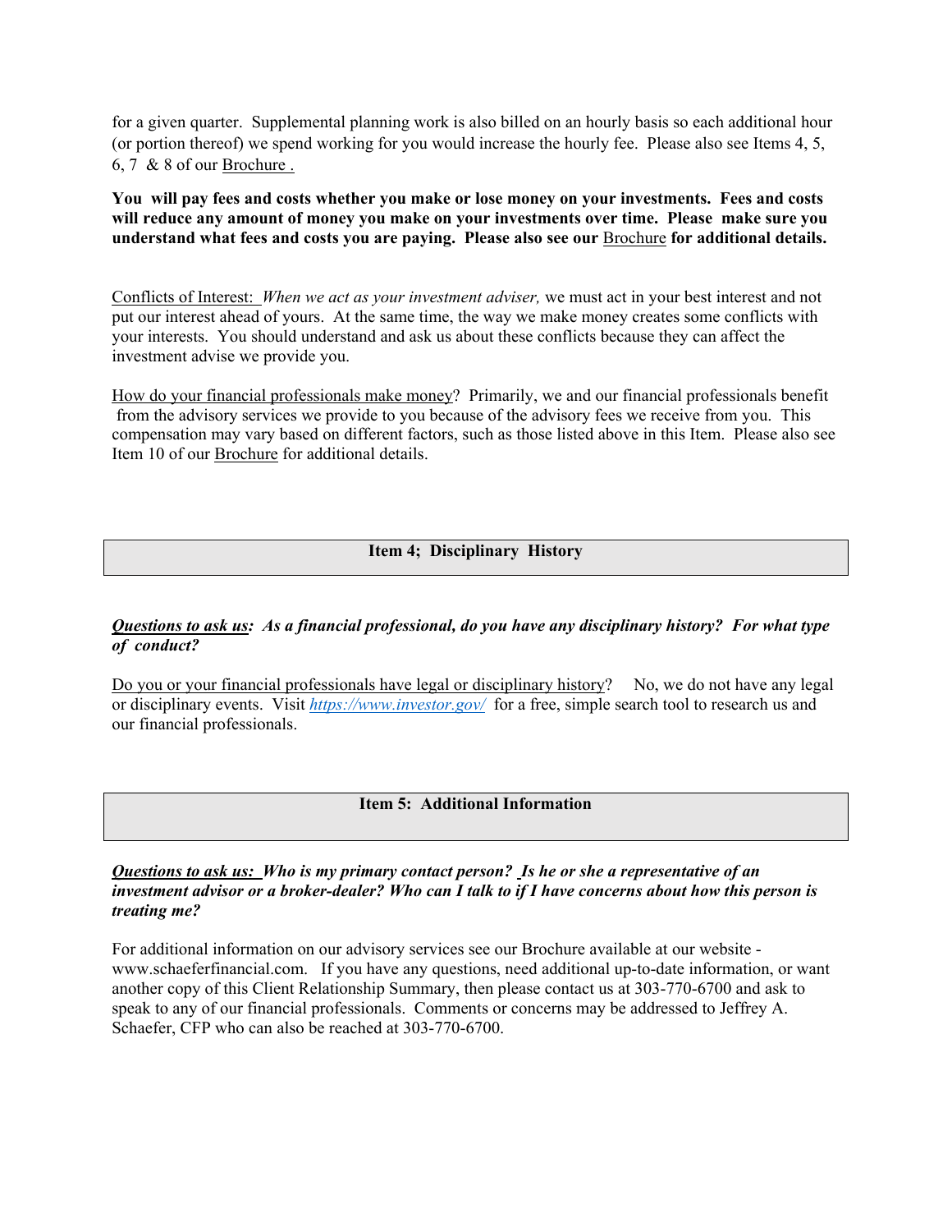for a given quarter. Supplemental planning work is also billed on an hourly basis so each additional hour (or portion thereof) we spend working for you would increase the hourly fee. Please also see Items 4, 5, 6, 7 & 8 of our Brochure .

**You will pay fees and costs whether you make or lose money on your investments. Fees and costs will reduce any amount of money you make on your investments over time. Please make sure you understand what fees and costs you are paying. Please also see our Brochure for additional details.**

Conflicts of Interest: *When we act as your investment adviser,* we must act in your best interest and not put our interest ahead of yours. At the same time, the way we make money creates some conflicts with your interests. You should understand and ask us about these conflicts because they can affect the investment advise we provide you.

How do your financial professionals make money? Primarily, we and our financial professionals benefit from the advisory services we provide to you because of the advisory fees we receive from you. This compensation may vary based on different factors, such as those listed above in this Item. Please also see Item 10 of our Brochure for additional details.

## Item 4; Disciplinary History

***Questions to ask us:* As a financial professional, do you have any disciplinary history? For what type of conduct?**

Do you or your financial professionals have legal or disciplinary history? No, we do not have any legal or disciplinary events. Visit *https://www.investor.gov/* for a free, simple search tool to research us and our financial professionals.

## Item 5: Additional Information

***Questions to ask us:* Who is my primary contact person? Is he or she a representative of an investment advisor or a broker-dealer? Who can I talk to if I have concerns about how this person is treating me?**

For additional information on our advisory services see our Brochure available at our website - www.schaeferfinancial.com. If you have any questions, need additional up-to-date information, or want another copy of this Client Relationship Summary, then please contact us at 303-770-6700 and ask to speak to any of our financial professionals. Comments or concerns may be addressed to Jeffrey A. Schaefer, CFP who can also be reached at 303-770-6700.